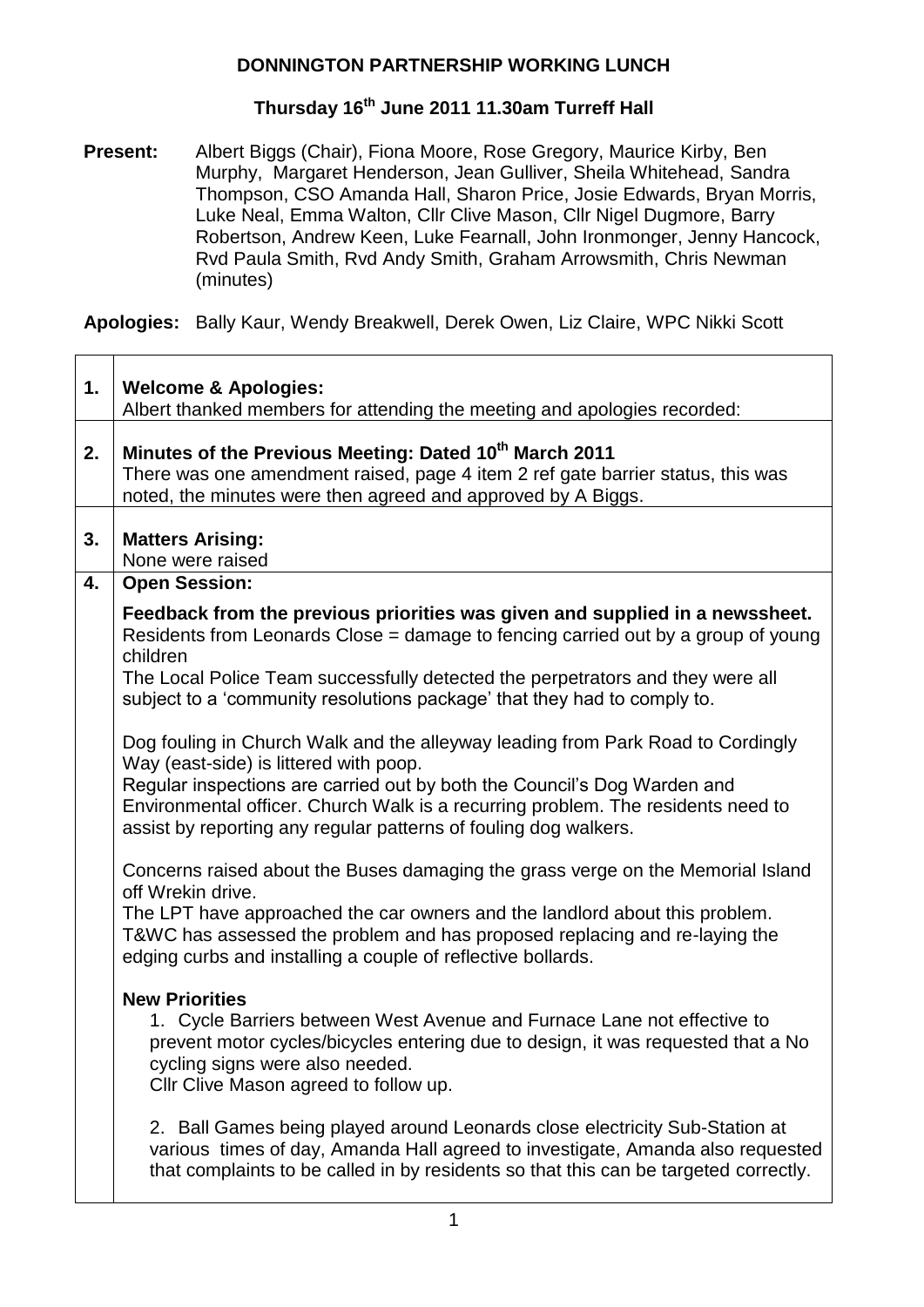# DONNINGTON PARTNERSHIP WORKING LUNCH

## Thursday 16th June 2011 11.30am Turreff Hall

**Present:** Albert Biggs (Chair), Fiona Moore, Rose Gregory, Maurice Kirby, Ben Murphy, Margaret Henderson, Jean Gulliver, Sheila Whitehead, Sandra Thompson, CSO Amanda Hall, Sharon Price, Josie Edwards, Bryan Morris, Luke Neal, Emma Walton, Cllr Clive Mason, Cllr Nigel Dugmore, Barry Robertson, Andrew Keen, Luke Fearnall, John Ironmonger, Jenny Hancock, Rvd Paula Smith, Rvd Andy Smith, Graham Arrowsmith, Chris Newman (minutes)

**Apologies:** Bally Kaur, Wendy Breakwell, Derek Owen, Liz Claire, WPC Nikki Scott

| | |
|---|---|
| **1.** | **Welcome & Apologies:**<br>Albert thanked members for attending the meeting and apologies recorded: |
| **2.** | **Minutes of the Previous Meeting: Dated 10th March 2011**<br>There was one amendment raised, page 4 item 2 ref gate barrier status, this was noted, the minutes were then agreed and approved by A Biggs. |
| **3.** | **Matters Arising:**<br>None were raised |
| **4.** | **Open Session:**<br><br>**Feedback from the previous priorities was given and supplied in a newssheet.**<br>Residents from Leonards Close = damage to fencing carried out by a group of young children<br>The Local Police Team successfully detected the perpetrators and they were all subject to a 'community resolutions package' that they had to comply to.<br><br>Dog fouling in Church Walk and the alleyway leading from Park Road to Cordingly Way (east-side) is littered with poop.<br>Regular inspections are carried out by both the Council's Dog Warden and Environmental officer. Church Walk is a recurring problem. The residents need to assist by reporting any regular patterns of fouling dog walkers.<br><br>Concerns raised about the Buses damaging the grass verge on the Memorial Island off Wrekin drive.<br>The LPT have approached the car owners and the landlord about this problem. T&WC has assessed the problem and has proposed replacing and re-laying the edging curbs and installing a couple of reflective bollards.<br><br>**New Priorities**<br>1. Cycle Barriers between West Avenue and Furnace Lane not effective to prevent motor cycles/bicycles entering due to design, it was requested that a No cycling signs were also needed.<br>Cllr Clive Mason agreed to follow up.<br><br>2. Ball Games being played around Leonards close electricity Sub-Station at various times of day, Amanda Hall agreed to investigate, Amanda also requested that complaints to be called in by residents so that this can be targeted correctly. |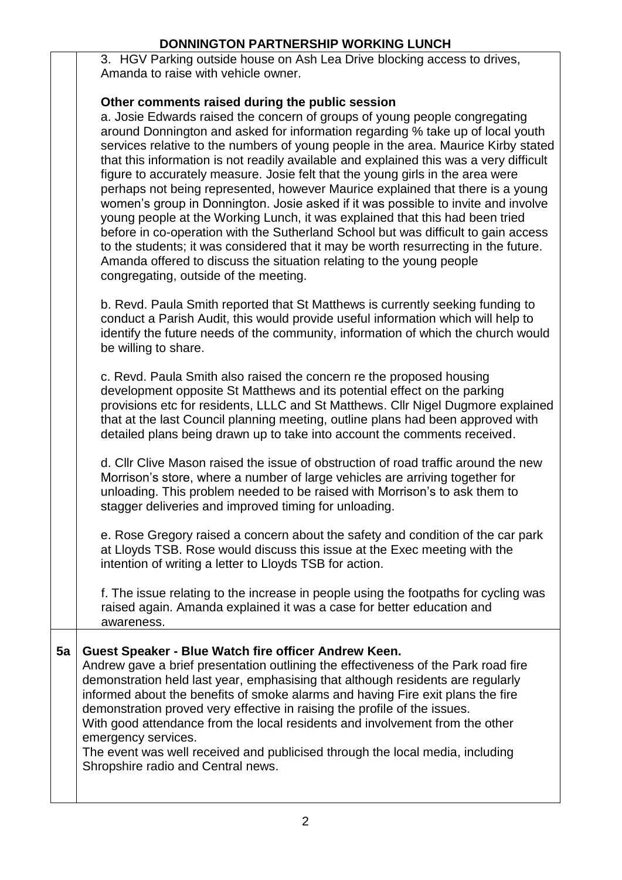3. HGV Parking outside house on Ash Lea Drive blocking access to drives, Amanda to raise with vehicle owner.

**Other comments raised during the public session**

a. Josie Edwards raised the concern of groups of young people congregating around Donnington and asked for information regarding % take up of local youth services relative to the numbers of young people in the area. Maurice Kirby stated that this information is not readily available and explained this was a very difficult figure to accurately measure. Josie felt that the young girls in the area were perhaps not being represented, however Maurice explained that there is a young women's group in Donnington. Josie asked if it was possible to invite and involve young people at the Working Lunch, it was explained that this had been tried before in co-operation with the Sutherland School but was difficult to gain access to the students; it was considered that it may be worth resurrecting in the future. Amanda offered to discuss the situation relating to the young people congregating, outside of the meeting.

b. Revd. Paula Smith reported that St Matthews is currently seeking funding to conduct a Parish Audit, this would provide useful information which will help to identify the future needs of the community, information of which the church would be willing to share.

c. Revd. Paula Smith also raised the concern re the proposed housing development opposite St Matthews and its potential effect on the parking provisions etc for residents, LLLC and St Matthews. Cllr Nigel Dugmore explained that at the last Council planning meeting, outline plans had been approved with detailed plans being drawn up to take into account the comments received.

d. Cllr Clive Mason raised the issue of obstruction of road traffic around the new Morrison's store, where a number of large vehicles are arriving together for unloading. This problem needed to be raised with Morrison's to ask them to stagger deliveries and improved timing for unloading.

e. Rose Gregory raised a concern about the safety and condition of the car park at Lloyds TSB. Rose would discuss this issue at the Exec meeting with the intention of writing a letter to Lloyds TSB for action.

f. The issue relating to the increase in people using the footpaths for cycling was raised again. Amanda explained it was a case for better education and awareness.

**5a Guest Speaker - Blue Watch fire officer Andrew Keen.**

Andrew gave a brief presentation outlining the effectiveness of the Park road fire demonstration held last year, emphasising that although residents are regularly informed about the benefits of smoke alarms and having Fire exit plans the fire demonstration proved very effective in raising the profile of the issues.
With good attendance from the local residents and involvement from the other emergency services.
The event was well received and publicised through the local media, including Shropshire radio and Central news.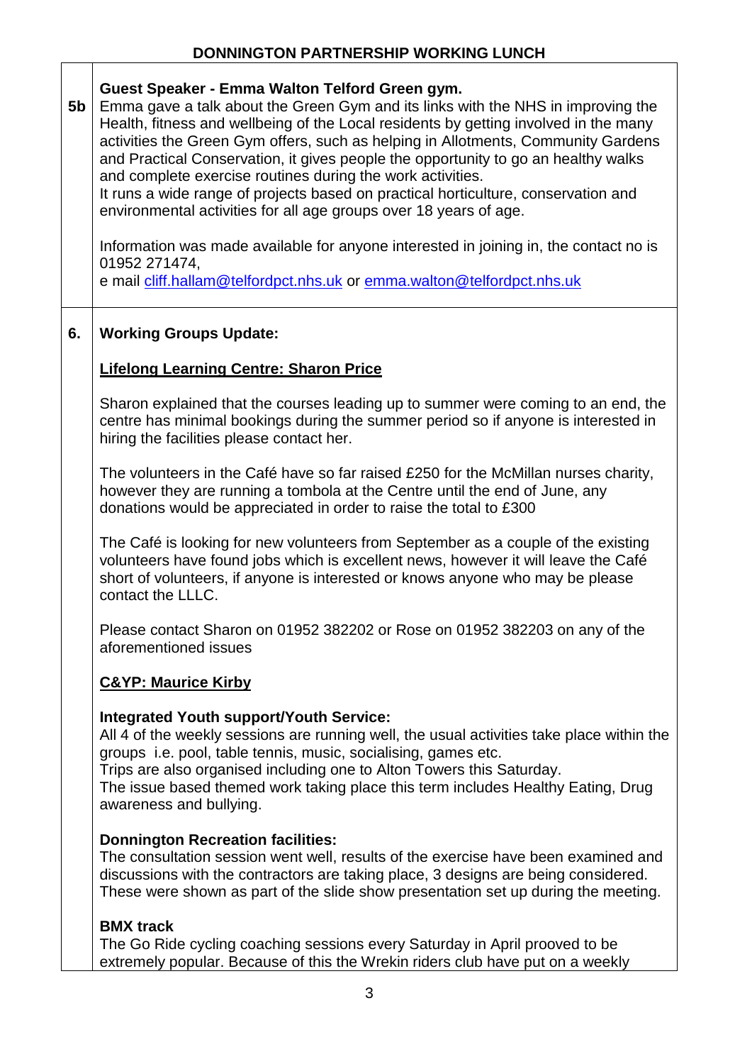| | |
|---|---|
| **5b** | **Guest Speaker - Emma Walton Telford Green gym.**<br>Emma gave a talk about the Green Gym and its links with the NHS in improving the Health, fitness and wellbeing of the Local residents by getting involved in the many activities the Green Gym offers, such as helping in Allotments, Community Gardens and Practical Conservation, it gives people the opportunity to go an healthy walks and complete exercise routines during the work activities.<br>It runs a wide range of projects based on practical horticulture, conservation and environmental activities for all age groups over 18 years of age.<br><br>Information was made available for anyone interested in joining in, the contact no is 01952 271474,<br>e mail cliff.hallam@telfordpct.nhs.uk or emma.walton@telfordpct.nhs.uk |
| **6.** | **Working Groups Update:**<br><br>**Lifelong Learning Centre: Sharon Price**<br><br>Sharon explained that the courses leading up to summer were coming to an end, the centre has minimal bookings during the summer period so if anyone is interested in hiring the facilities please contact her.<br><br>The volunteers in the Café have so far raised £250 for the McMillan nurses charity, however they are running a tombola at the Centre until the end of June, any donations would be appreciated in order to raise the total to £300<br><br>The Café is looking for new volunteers from September as a couple of the existing volunteers have found jobs which is excellent news, however it will leave the Café short of volunteers, if anyone is interested or knows anyone who may be please contact the LLLC.<br><br>Please contact Sharon on 01952 382202 or Rose on 01952 382203 on any of the aforementioned issues<br><br>**C&YP: Maurice Kirby**<br><br>**Integrated Youth support/Youth Service:**<br>All 4 of the weekly sessions are running well, the usual activities take place within the groups i.e. pool, table tennis, music, socialising, games etc.<br>Trips are also organised including one to Alton Towers this Saturday.<br>The issue based themed work taking place this term includes Healthy Eating, Drug awareness and bullying.<br><br>**Donnington Recreation facilities:**<br>The consultation session went well, results of the exercise have been examined and discussions with the contractors are taking place, 3 designs are being considered. These were shown as part of the slide show presentation set up during the meeting.<br><br>**BMX track**<br>The Go Ride cycling coaching sessions every Saturday in April prooved to be extremely popular. Because of this the Wrekin riders club have put on a weekly |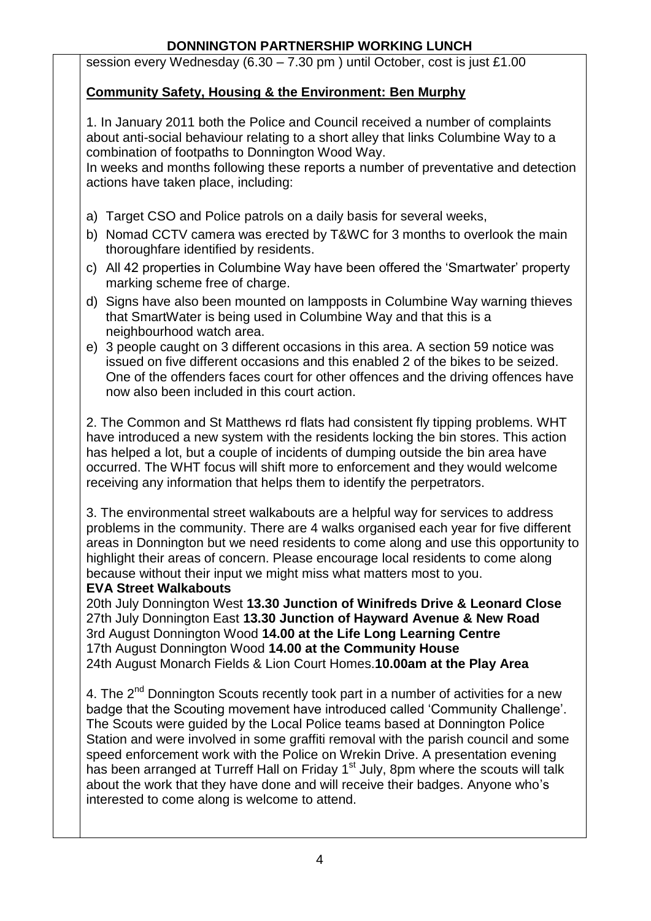session every Wednesday (6.30 – 7.30 pm ) until October, cost is just £1.00

**Community Safety, Housing & the Environment: Ben Murphy**

1. In January 2011 both the Police and Council received a number of complaints about anti-social behaviour relating to a short alley that links Columbine Way to a combination of footpaths to Donnington Wood Way.
In weeks and months following these reports a number of preventative and detection actions have taken place, including:

a) Target CSO and Police patrols on a daily basis for several weeks,
b) Nomad CCTV camera was erected by T&WC for 3 months to overlook the main thoroughfare identified by residents.
c) All 42 properties in Columbine Way have been offered the 'Smartwater' property marking scheme free of charge.
d) Signs have also been mounted on lampposts in Columbine Way warning thieves that SmartWater is being used in Columbine Way and that this is a neighbourhood watch area.
e) 3 people caught on 3 different occasions in this area. A section 59 notice was issued on five different occasions and this enabled 2 of the bikes to be seized. One of the offenders faces court for other offences and the driving offences have now also been included in this court action.

2. The Common and St Matthews rd flats had consistent fly tipping problems. WHT have introduced a new system with the residents locking the bin stores. This action has helped a lot, but a couple of incidents of dumping outside the bin area have occurred. The WHT focus will shift more to enforcement and they would welcome receiving any information that helps them to identify the perpetrators.

3. The environmental street walkabouts are a helpful way for services to address problems in the community. There are 4 walks organised each year for five different areas in Donnington but we need residents to come along and use this opportunity to highlight their areas of concern. Please encourage local residents to come along because without their input we might miss what matters most to you.

**EVA Street Walkabouts**
20th July Donnington West **13.30 Junction of Winifreds Drive & Leonard Close**
27th July Donnington East **13.30 Junction of Hayward Avenue & New Road**
3rd August Donnington Wood **14.00 at the Life Long Learning Centre**
17th August Donnington Wood **14.00 at the Community House**
24th August Monarch Fields & Lion Court Homes.**10.00am at the Play Area**

4. The 2nd Donnington Scouts recently took part in a number of activities for a new badge that the Scouting movement have introduced called 'Community Challenge'. The Scouts were guided by the Local Police teams based at Donnington Police Station and were involved in some graffiti removal with the parish council and some speed enforcement work with the Police on Wrekin Drive. A presentation evening has been arranged at Turreff Hall on Friday 1st July, 8pm where the scouts will talk about the work that they have done and will receive their badges. Anyone who's interested to come along is welcome to attend.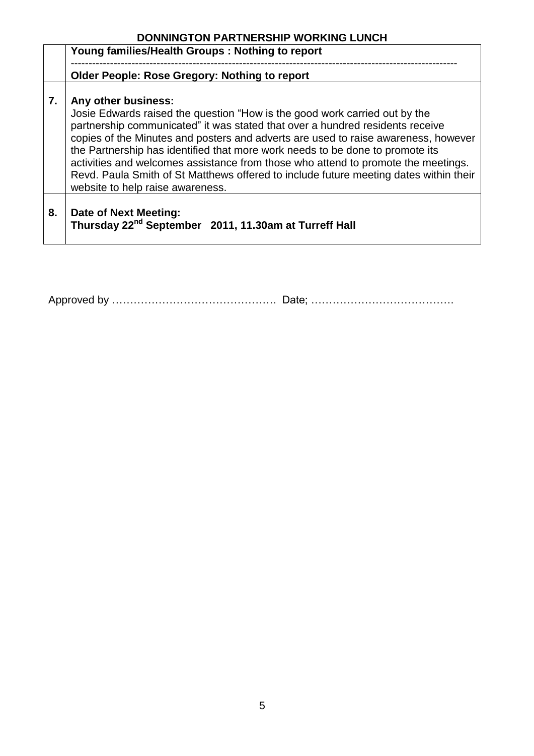**DONNINGTON PARTNERSHIP WORKING LUNCH**

| | |
|---|---|
| | **Young families/Health Groups : Nothing to report**<br>---------------------------------------------------------------------------------------------------------<br>**Older People: Rose Gregory: Nothing to report** |
| **7.** | **Any other business:**<br>Josie Edwards raised the question "How is the good work carried out by the partnership communicated" it was stated that over a hundred residents receive copies of the Minutes and posters and adverts are used to raise awareness, however the Partnership has identified that more work needs to be done to promote its activities and welcomes assistance from those who attend to promote the meetings. Revd. Paula Smith of St Matthews offered to include future meeting dates within their website to help raise awareness. |
| **8.** | **Date of Next Meeting:**<br>**Thursday 22nd September 2011, 11.30am at Turreff Hall** |

Approved by ……………………………………… Date; …………………………………